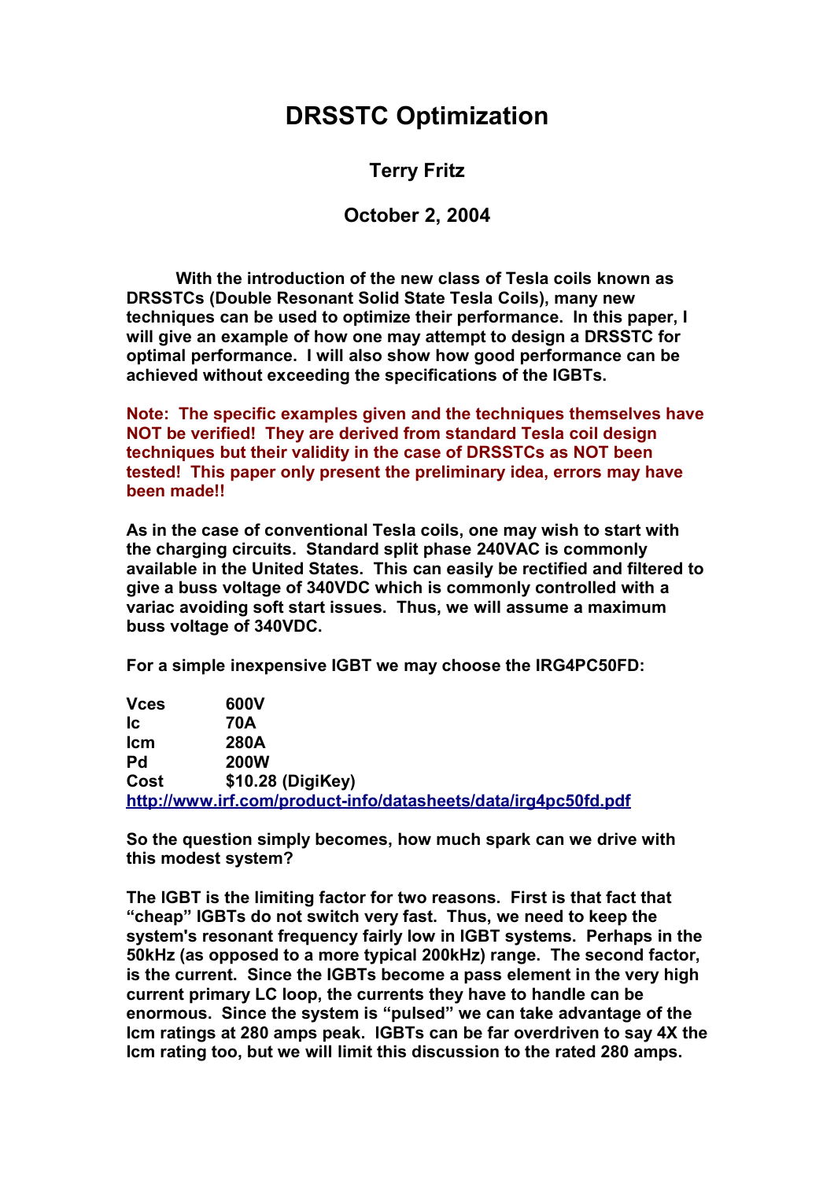# DRSSTC Optimization

**Terry Fritz**

**October 2, 2004**

**With the introduction of the new class of Tesla coils known as DRSSTCs (Double Resonant Solid State Tesla Coils), many new techniques can be used to optimize their performance. In this paper, I will give an example of how one may attempt to design a DRSSTC for optimal performance. I will also show how good performance can be achieved without exceeding the specifications of the IGBTs.**

**Note: The specific examples given and the techniques themselves have NOT be verified! They are derived from standard Tesla coil design techniques but their validity in the case of DRSSTCs as NOT been tested! This paper only present the preliminary idea, errors may have been made!!**

**As in the case of conventional Tesla coils, one may wish to start with the charging circuits. Standard split phase 240VAC is commonly available in the United States. This can easily be rectified and filtered to give a buss voltage of 340VDC which is commonly controlled with a variac avoiding soft start issues. Thus, we will assume a maximum buss voltage of 340VDC.**

**For a simple inexpensive IGBT we may choose the IRG4PC50FD:**

| | |
|---|---|
| **Vces** | **600V** |
| **Ic** | **70A** |
| **Icm** | **280A** |
| **Pd** | **200W** |
| **Cost** | **$10.28 (DigiKey)** |

**http://www.irf.com/product-info/datasheets/data/irg4pc50fd.pdf**

**So the question simply becomes, how much spark can we drive with this modest system?**

**The IGBT is the limiting factor for two reasons. First is that fact that "cheap" IGBTs do not switch very fast. Thus, we need to keep the system's resonant frequency fairly low in IGBT systems. Perhaps in the 50kHz (as opposed to a more typical 200kHz) range. The second factor, is the current. Since the IGBTs become a pass element in the very high current primary LC loop, the currents they have to handle can be enormous. Since the system is "pulsed" we can take advantage of the Icm ratings at 280 amps peak. IGBTs can be far overdriven to say 4X the Icm rating too, but we will limit this discussion to the rated 280 amps.**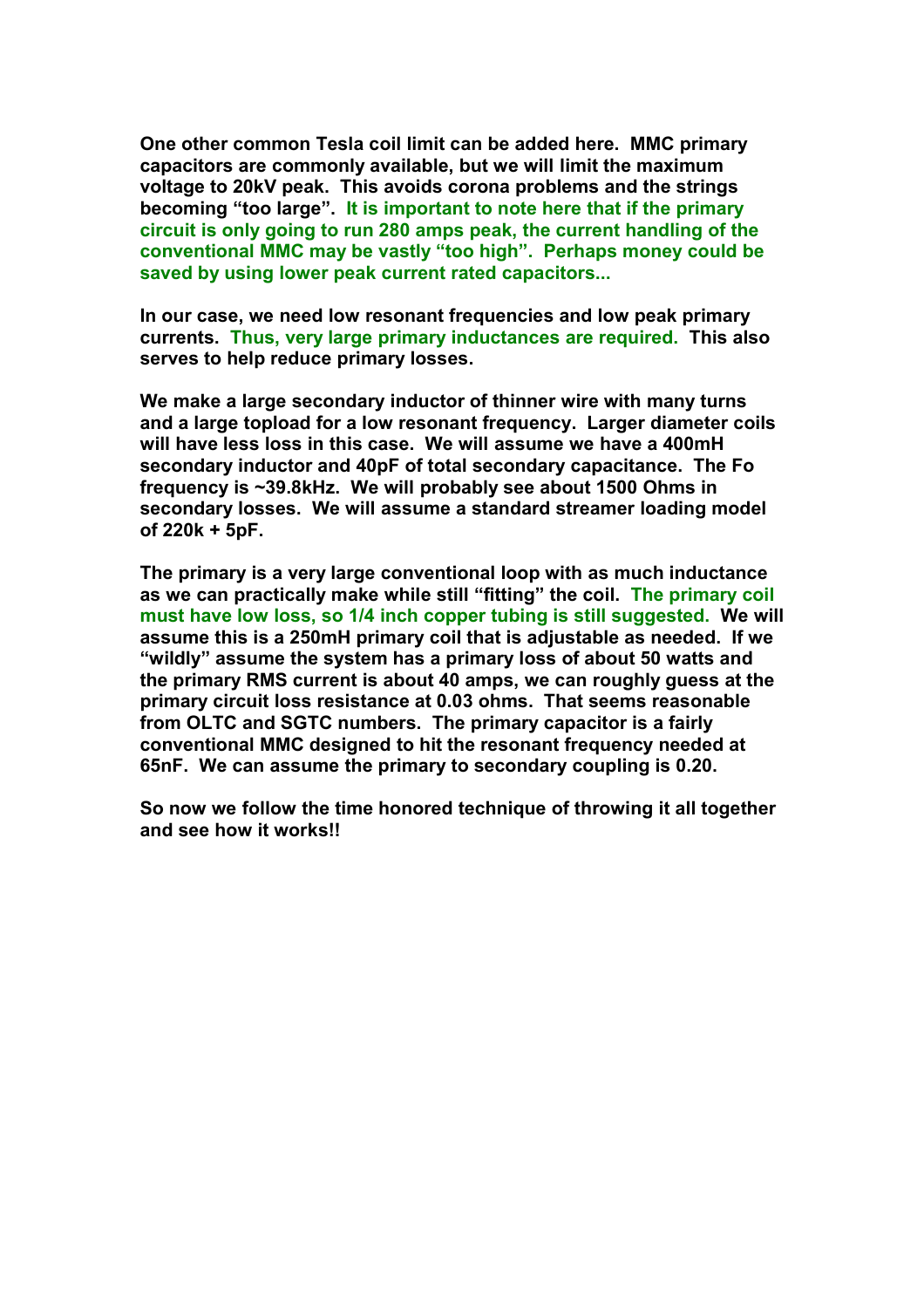**One other common Tesla coil limit can be added here. MMC primary capacitors are commonly available, but we will limit the maximum voltage to 20kV peak. This avoids corona problems and the strings becoming "too large". It is important to note here that if the primary circuit is only going to run 280 amps peak, the current handling of the conventional MMC may be vastly "too high". Perhaps money could be saved by using lower peak current rated capacitors...**

**In our case, we need low resonant frequencies and low peak primary currents. Thus, very large primary inductances are required. This also serves to help reduce primary losses.**

**We make a large secondary inductor of thinner wire with many turns and a large topload for a low resonant frequency. Larger diameter coils will have less loss in this case. We will assume we have a 400mH secondary inductor and 40pF of total secondary capacitance. The Fo frequency is ~39.8kHz. We will probably see about 1500 Ohms in secondary losses. We will assume a standard streamer loading model of 220k + 5pF.**

**The primary is a very large conventional loop with as much inductance as we can practically make while still "fitting" the coil. The primary coil must have low loss, so 1/4 inch copper tubing is still suggested. We will assume this is a 250mH primary coil that is adjustable as needed. If we "wildly" assume the system has a primary loss of about 50 watts and the primary RMS current is about 40 amps, we can roughly guess at the primary circuit loss resistance at 0.03 ohms. That seems reasonable from OLTC and SGTC numbers. The primary capacitor is a fairly conventional MMC designed to hit the resonant frequency needed at 65nF. We can assume the primary to secondary coupling is 0.20.**

**So now we follow the time honored technique of throwing it all together and see how it works!!**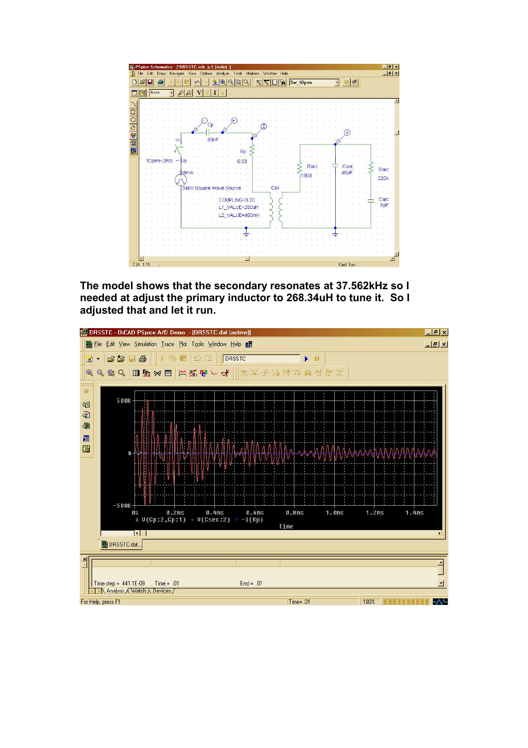The model shows that the secondary resonates at 37.562kHz so I needed at adjust the primary inductor to 268.34uH to tune it. So I adjusted that and let it run.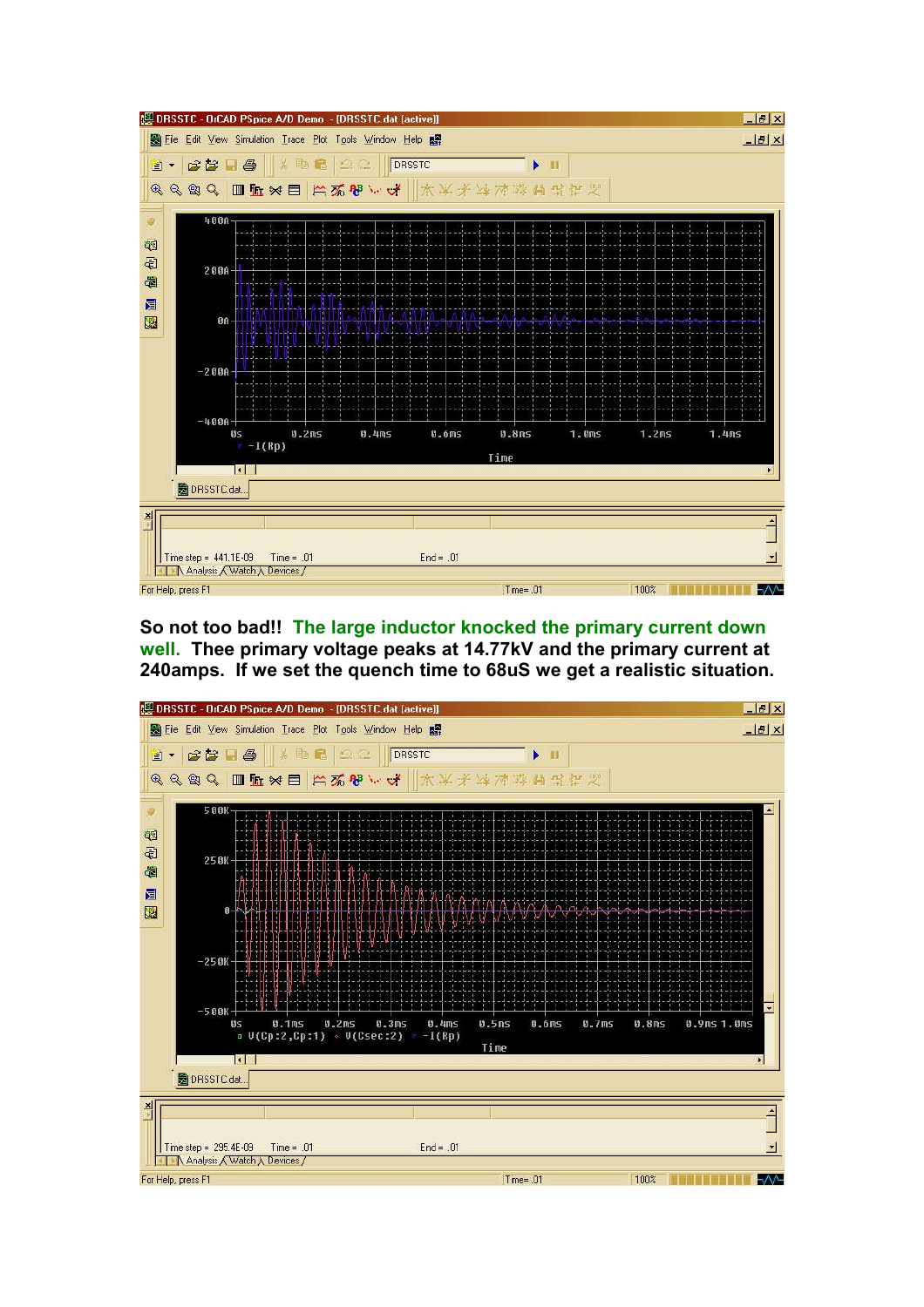**So not too bad!!** **The large inductor knocked the primary current down well.** **Thee primary voltage peaks at 14.77kV and the primary current at 240amps. If we set the quench time to 68uS we get a realistic situation.**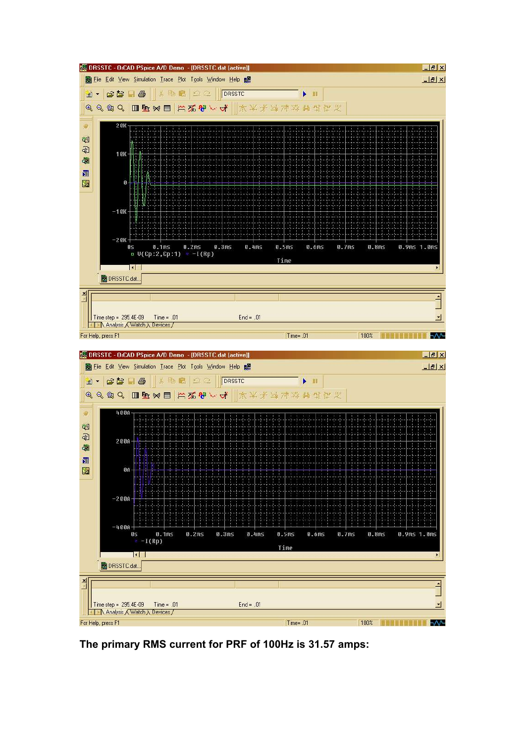**The primary RMS current for PRF of 100Hz is 31.57 amps:**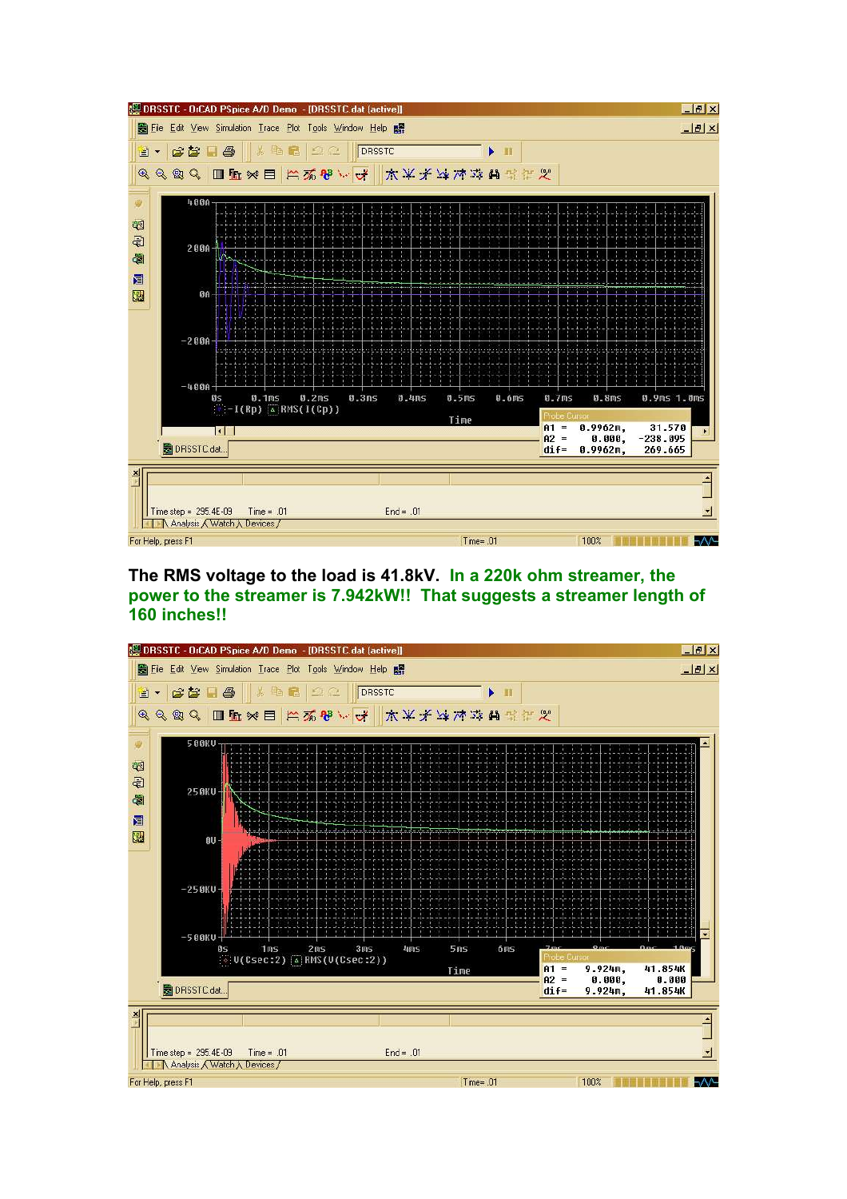**The RMS voltage to the load is 41.8kV. In a 220k ohm streamer, the power to the streamer is 7.942kW!! That suggests a streamer length of 160 inches!!**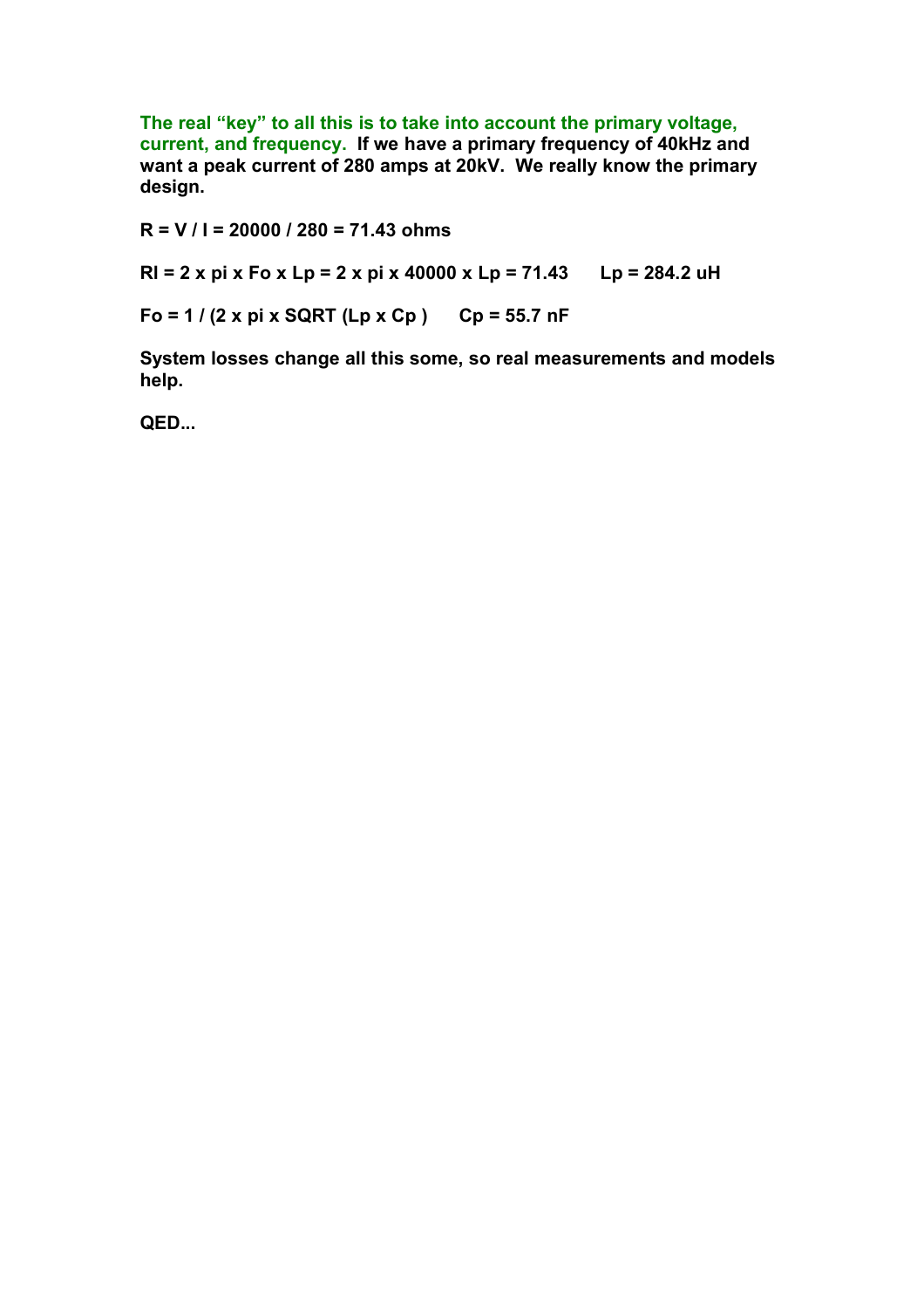**The real "key" to all this is to take into account the primary voltage, current, and frequency.** **If we have a primary frequency of 40kHz and want a peak current of 280 amps at 20kV. We really know the primary design.**

**R = V / I = 20000 / 280 = 71.43 ohms**

**Rl = 2 x pi x Fo x Lp = 2 x pi x 40000 x Lp = 71.43 Lp = 284.2 uH**

**Fo = 1 / (2 x pi x SQRT (Lp x Cp ) Cp = 55.7 nF**

**System losses change all this some, so real measurements and models help.**

**QED...**